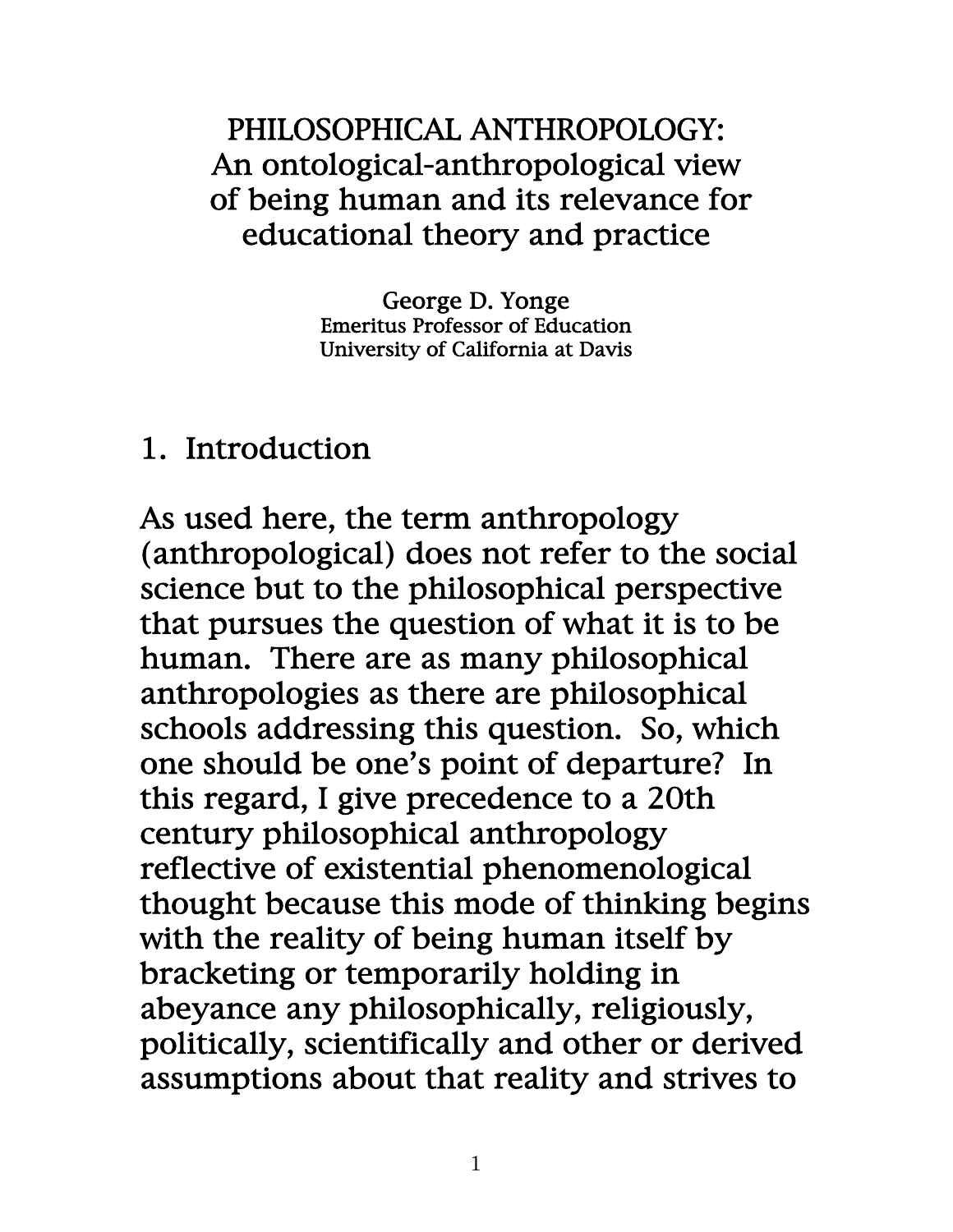# PHILOSOPHICAL ANTHROPOLOGY: An ontological-anthropological view of being human and its relevance for educational theory and practice

George D. Yonge
Emeritus Professor of Education
University of California at Davis

## 1. Introduction

As used here, the term anthropology (anthropological) does not refer to the social science but to the philosophical perspective that pursues the question of what it is to be human. There are as many philosophical anthropologies as there are philosophical schools addressing this question. So, which one should be one's point of departure? In this regard, I give precedence to a 20th century philosophical anthropology reflective of existential phenomenological thought because this mode of thinking begins with the reality of being human itself by bracketing or temporarily holding in abeyance any philosophically, religiously, politically, scientifically and other or derived assumptions about that reality and strives to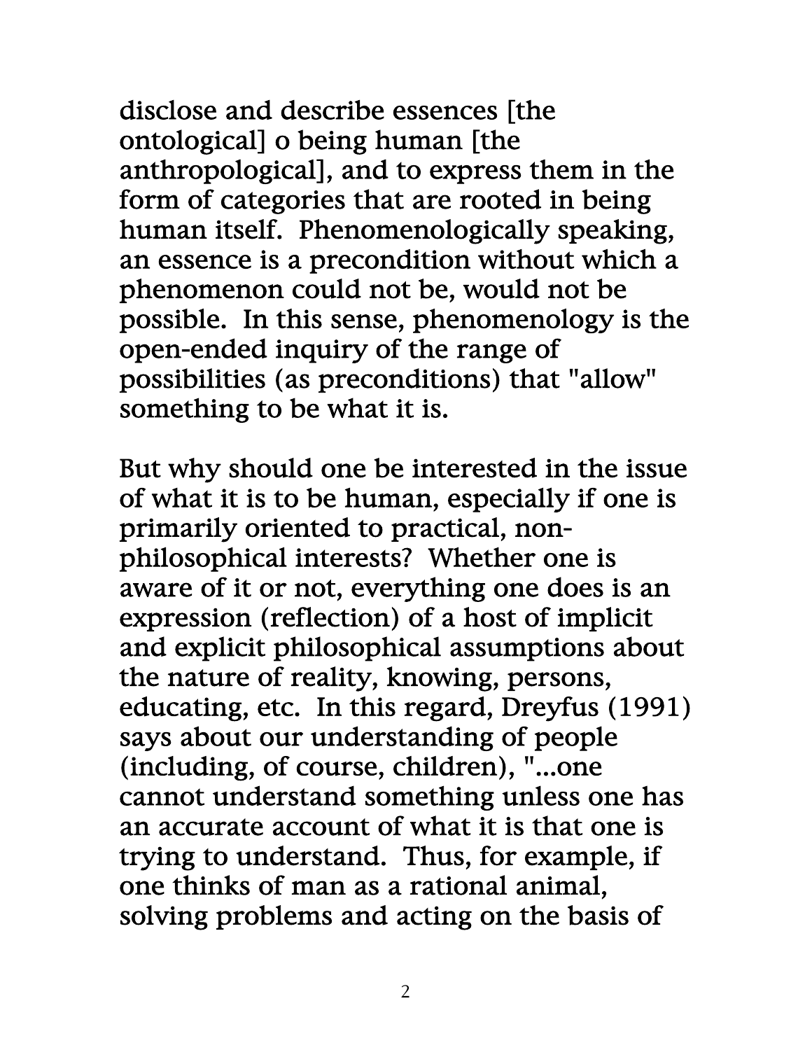disclose and describe essences [the ontological] o being human [the anthropological], and to express them in the form of categories that are rooted in being human itself. Phenomenologically speaking, an essence is a precondition without which a phenomenon could not be, would not be possible. In this sense, phenomenology is the open-ended inquiry of the range of possibilities (as preconditions) that "allow" something to be what it is.

But why should one be interested in the issue of what it is to be human, especially if one is primarily oriented to practical, non-philosophical interests? Whether one is aware of it or not, everything one does is an expression (reflection) of a host of implicit and explicit philosophical assumptions about the nature of reality, knowing, persons, educating, etc. In this regard, Dreyfus (1991) says about our understanding of people (including, of course, children), "...one cannot understand something unless one has an accurate account of what it is that one is trying to understand. Thus, for example, if one thinks of man as a rational animal, solving problems and acting on the basis of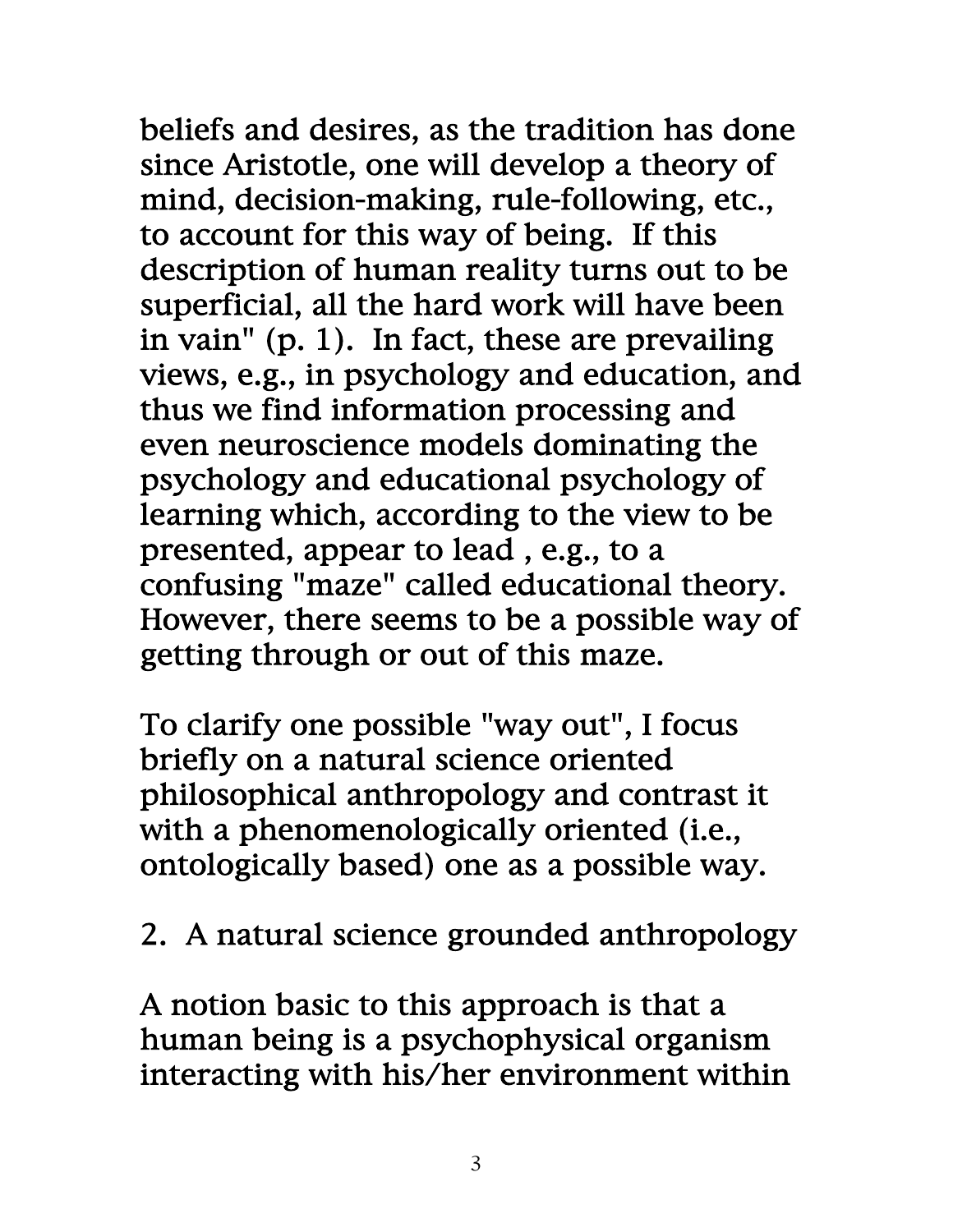beliefs and desires, as the tradition has done since Aristotle, one will develop a theory of mind, decision-making, rule-following, etc., to account for this way of being. If this description of human reality turns out to be superficial, all the hard work will have been in vain" (p. 1). In fact, these are prevailing views, e.g., in psychology and education, and thus we find information processing and even neuroscience models dominating the psychology and educational psychology of learning which, according to the view to be presented, appear to lead , e.g., to a confusing "maze" called educational theory. However, there seems to be a possible way of getting through or out of this maze.

To clarify one possible "way out", I focus briefly on a natural science oriented philosophical anthropology and contrast it with a phenomenologically oriented (i.e., ontologically based) one as a possible way.

## 2. A natural science grounded anthropology

A notion basic to this approach is that a human being is a psychophysical organism interacting with his/her environment within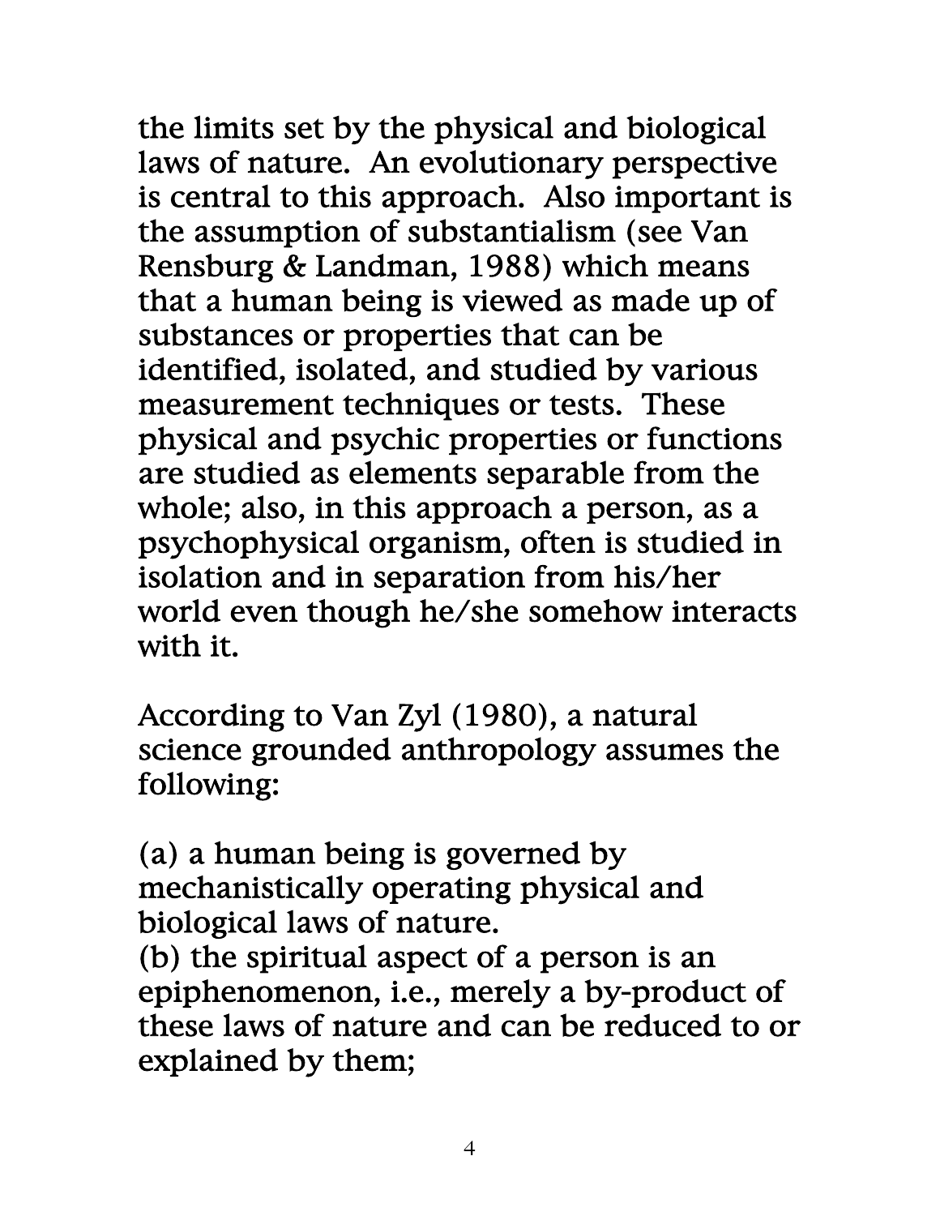the limits set by the physical and biological laws of nature. An evolutionary perspective is central to this approach. Also important is the assumption of substantialism (see Van Rensburg & Landman, 1988) which means that a human being is viewed as made up of substances or properties that can be identified, isolated, and studied by various measurement techniques or tests. These physical and psychic properties or functions are studied as elements separable from the whole; also, in this approach a person, as a psychophysical organism, often is studied in isolation and in separation from his/her world even though he/she somehow interacts with it.

According to Van Zyl (1980), a natural science grounded anthropology assumes the following:

(a) a human being is governed by mechanistically operating physical and biological laws of nature.
(b) the spiritual aspect of a person is an epiphenomenon, i.e., merely a by-product of these laws of nature and can be reduced to or explained by them;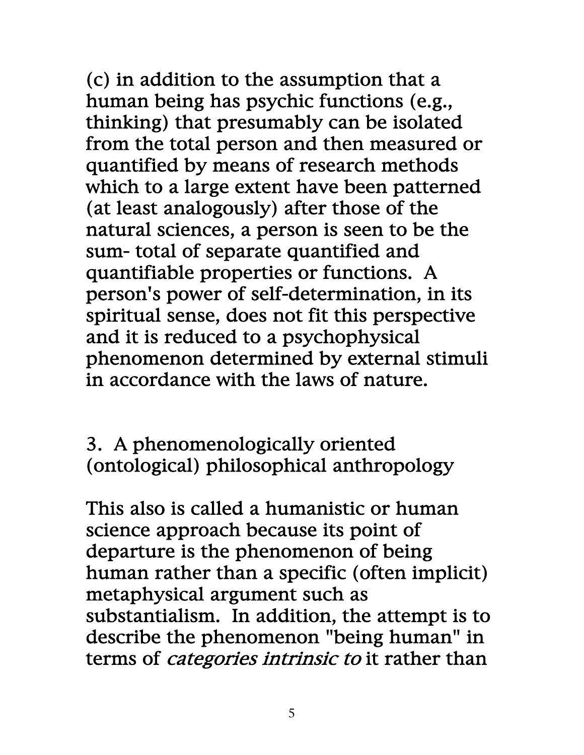(c) in addition to the assumption that a human being has psychic functions (e.g., thinking) that presumably can be isolated from the total person and then measured or quantified by means of research methods which to a large extent have been patterned (at least analogously) after those of the natural sciences, a person is seen to be the sum- total of separate quantified and quantifiable properties or functions. A person's power of self-determination, in its spiritual sense, does not fit this perspective and it is reduced to a psychophysical phenomenon determined by external stimuli in accordance with the laws of nature.

## 3. A phenomenologically oriented (ontological) philosophical anthropology

This also is called a humanistic or human science approach because its point of departure is the phenomenon of being human rather than a specific (often implicit) metaphysical argument such as substantialism. In addition, the attempt is to describe the phenomenon "being human" in terms of *categories intrinsic to* it rather than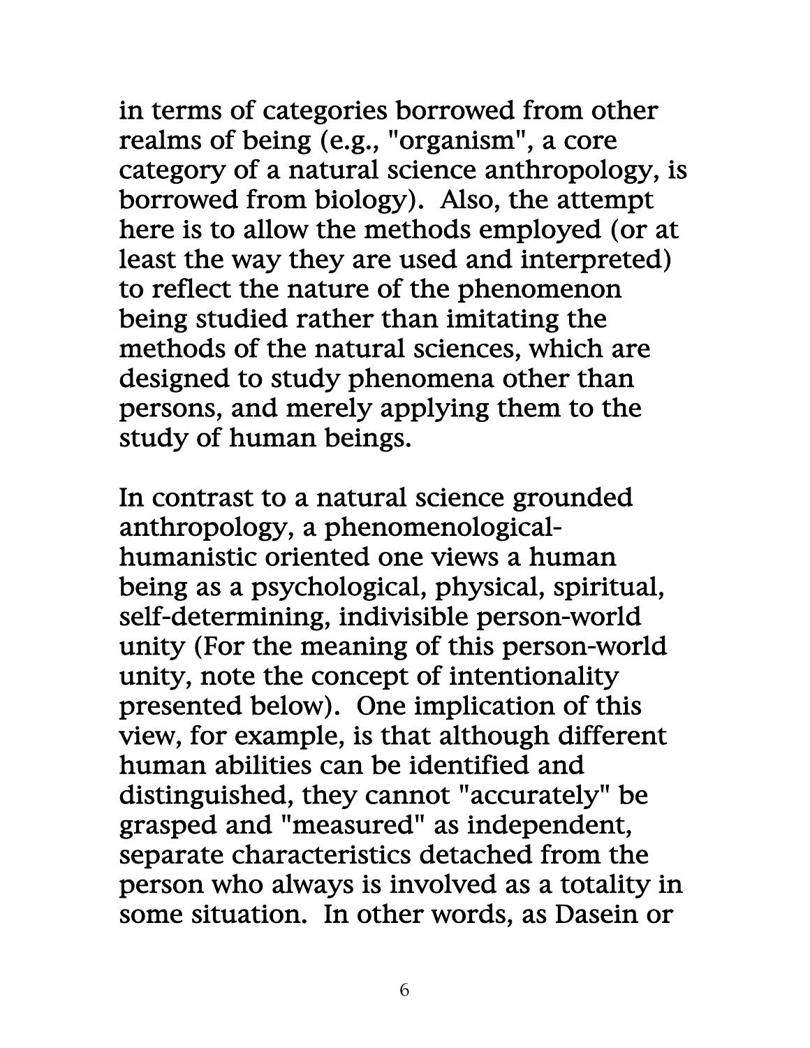in terms of categories borrowed from other realms of being (e.g., "organism", a core category of a natural science anthropology, is borrowed from biology). Also, the attempt here is to allow the methods employed (or at least the way they are used and interpreted) to reflect the nature of the phenomenon being studied rather than imitating the methods of the natural sciences, which are designed to study phenomena other than persons, and merely applying them to the study of human beings.

In contrast to a natural science grounded anthropology, a phenomenological-humanistic oriented one views a human being as a psychological, physical, spiritual, self-determining, indivisible person-world unity (For the meaning of this person-world unity, note the concept of intentionality presented below). One implication of this view, for example, is that although different human abilities can be identified and distinguished, they cannot "accurately" be grasped and "measured" as independent, separate characteristics detached from the person who always is involved as a totality in some situation. In other words, as Dasein or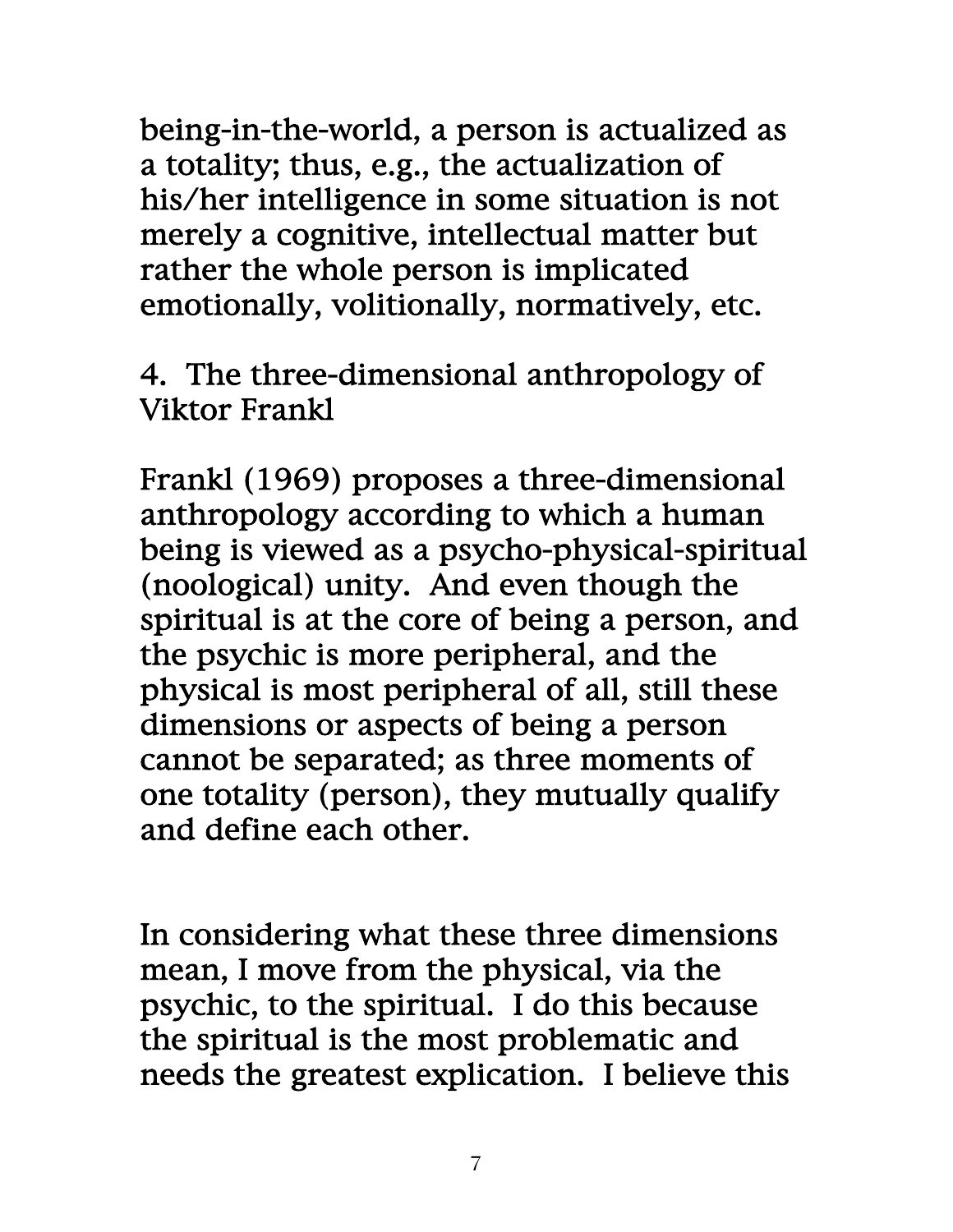being-in-the-world, a person is actualized as a totality; thus, e.g., the actualization of his/her intelligence in some situation is not merely a cognitive, intellectual matter but rather the whole person is implicated emotionally, volitionally, normatively, etc.

## 4. The three-dimensional anthropology of Viktor Frankl

Frankl (1969) proposes a three-dimensional anthropology according to which a human being is viewed as a psycho-physical-spiritual (noological) unity. And even though the spiritual is at the core of being a person, and the psychic is more peripheral, and the physical is most peripheral of all, still these dimensions or aspects of being a person cannot be separated; as three moments of one totality (person), they mutually qualify and define each other.

In considering what these three dimensions mean, I move from the physical, via the psychic, to the spiritual. I do this because the spiritual is the most problematic and needs the greatest explication. I believe this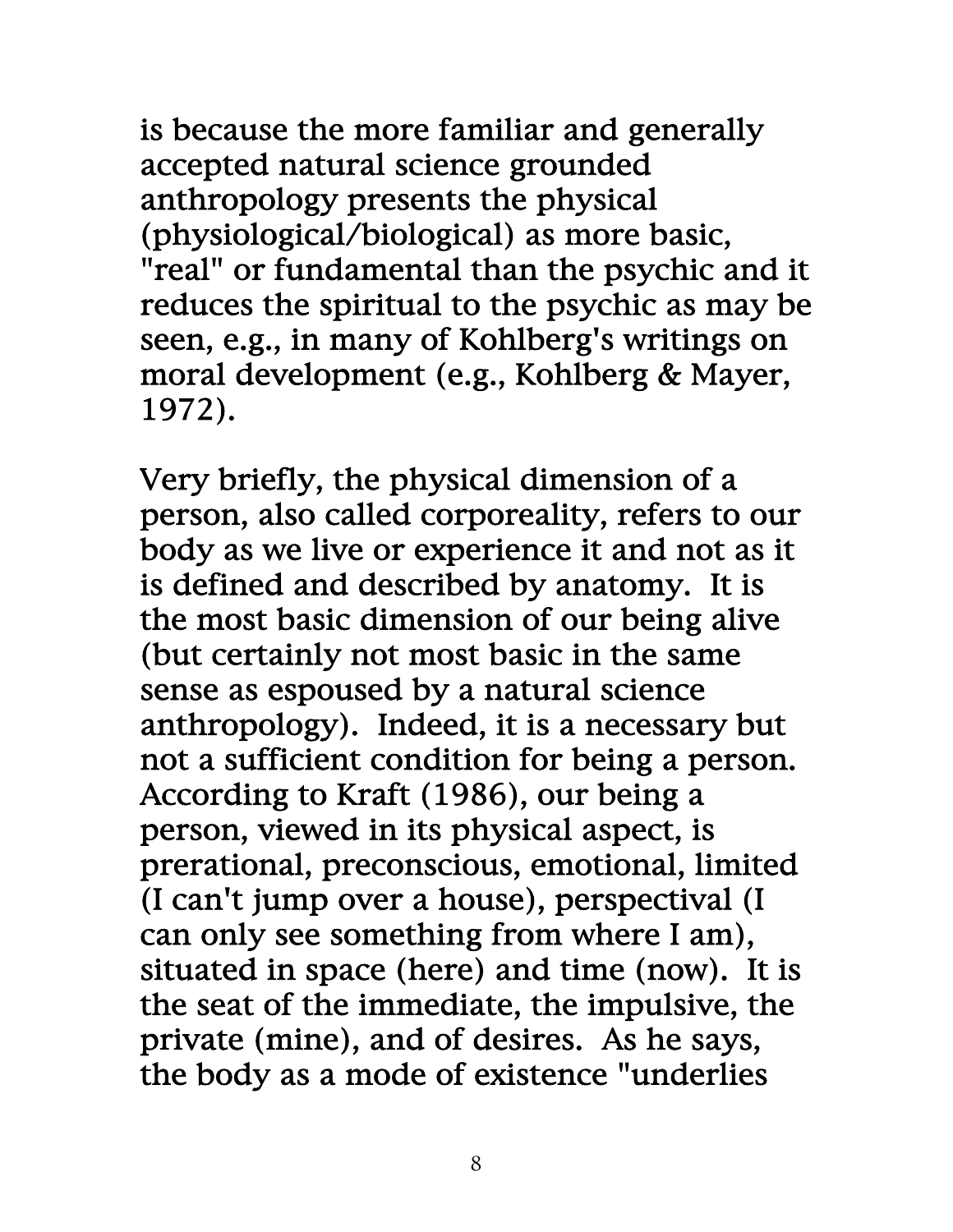is because the more familiar and generally accepted natural science grounded anthropology presents the physical (physiological/biological) as more basic, "real" or fundamental than the psychic and it reduces the spiritual to the psychic as may be seen, e.g., in many of Kohlberg's writings on moral development (e.g., Kohlberg & Mayer, 1972).

Very briefly, the physical dimension of a person, also called corporeality, refers to our body as we live or experience it and not as it is defined and described by anatomy. It is the most basic dimension of our being alive (but certainly not most basic in the same sense as espoused by a natural science anthropology). Indeed, it is a necessary but not a sufficient condition for being a person. According to Kraft (1986), our being a person, viewed in its physical aspect, is prerational, preconscious, emotional, limited (I can't jump over a house), perspectival (I can only see something from where I am), situated in space (here) and time (now). It is the seat of the immediate, the impulsive, the private (mine), and of desires. As he says, the body as a mode of existence "underlies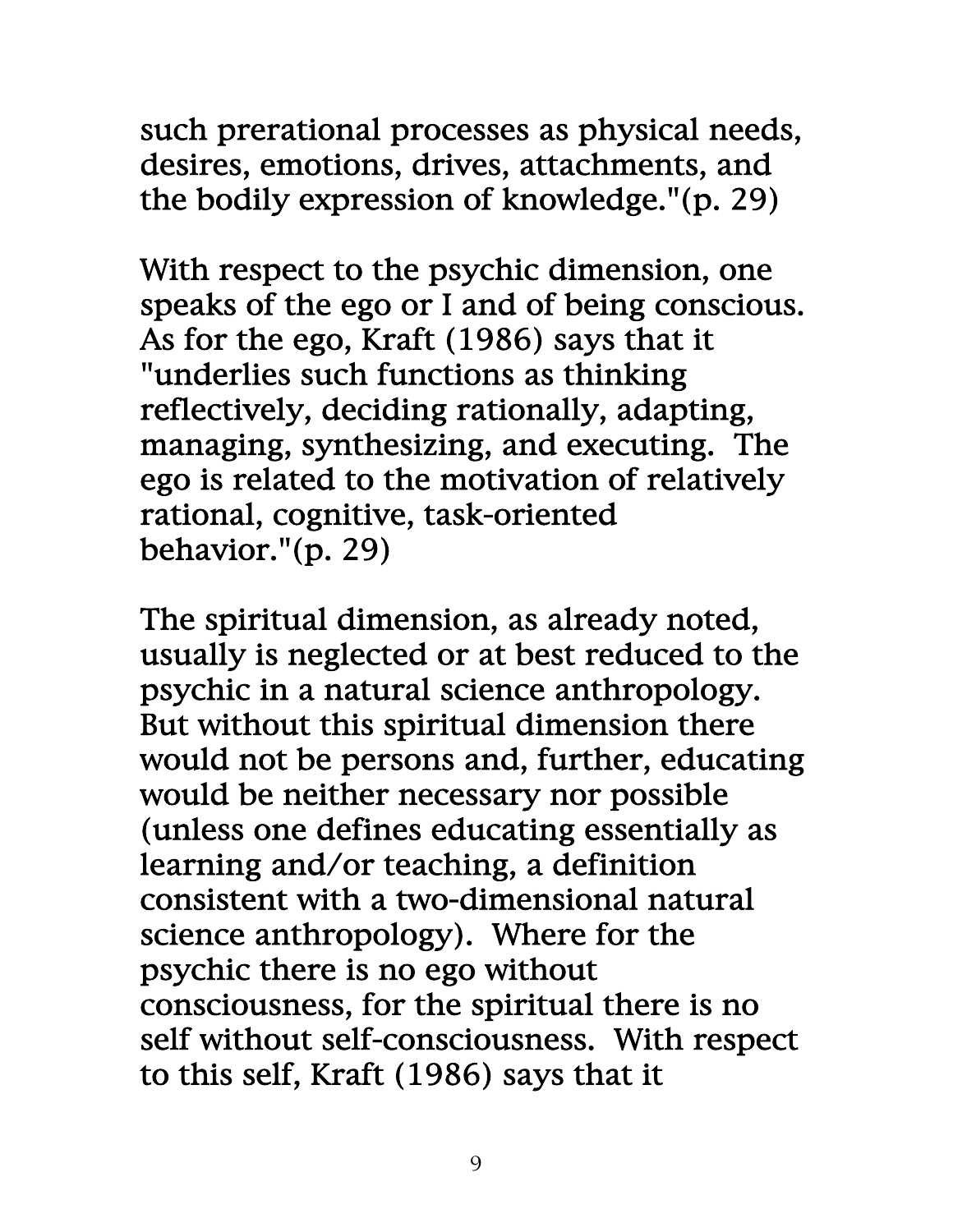such prerational processes as physical needs, desires, emotions, drives, attachments, and the bodily expression of knowledge."(p. 29)

With respect to the psychic dimension, one speaks of the ego or I and of being conscious. As for the ego, Kraft (1986) says that it "underlies such functions as thinking reflectively, deciding rationally, adapting, managing, synthesizing, and executing. The ego is related to the motivation of relatively rational, cognitive, task-oriented behavior."(p. 29)

The spiritual dimension, as already noted, usually is neglected or at best reduced to the psychic in a natural science anthropology. But without this spiritual dimension there would not be persons and, further, educating would be neither necessary nor possible (unless one defines educating essentially as learning and/or teaching, a definition consistent with a two-dimensional natural science anthropology). Where for the psychic there is no ego without consciousness, for the spiritual there is no self without self-consciousness. With respect to this self, Kraft (1986) says that it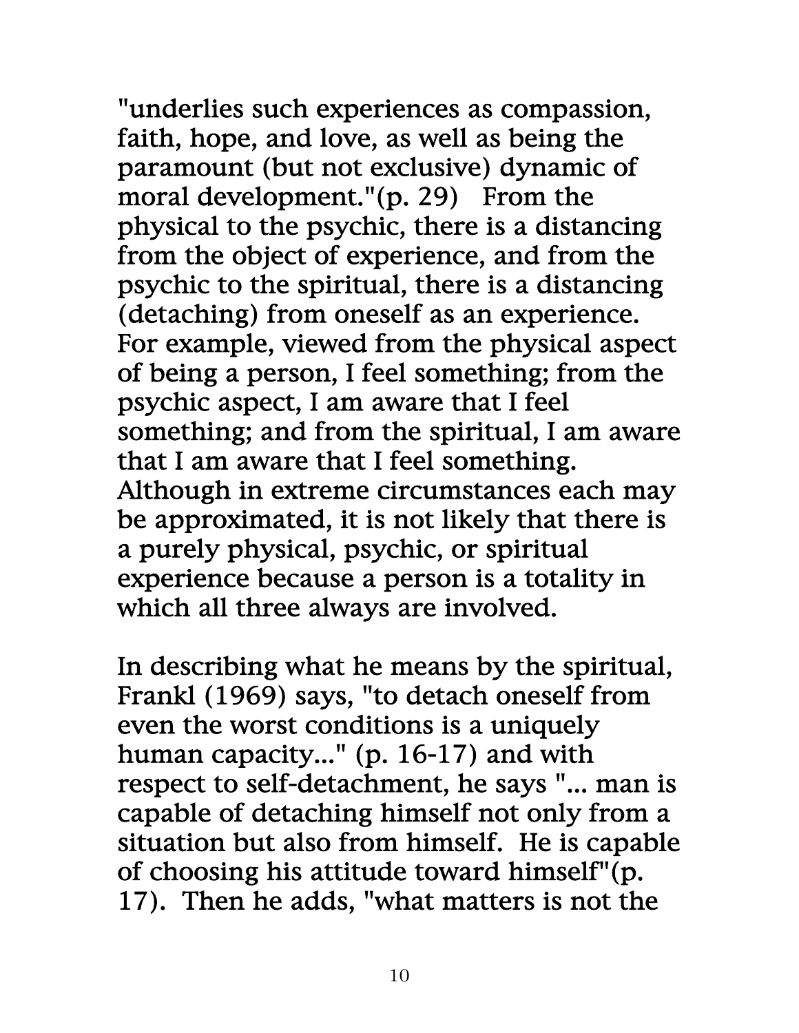"underlies such experiences as compassion, faith, hope, and love, as well as being the paramount (but not exclusive) dynamic of moral development."(p. 29) From the physical to the psychic, there is a distancing from the object of experience, and from the psychic to the spiritual, there is a distancing (detaching) from oneself as an experience. For example, viewed from the physical aspect of being a person, I feel something; from the psychic aspect, I am aware that I feel something; and from the spiritual, I am aware that I am aware that I feel something. Although in extreme circumstances each may be approximated, it is not likely that there is a purely physical, psychic, or spiritual experience because a person is a totality in which all three always are involved.

In describing what he means by the spiritual, Frankl (1969) says, "to detach oneself from even the worst conditions is a uniquely human capacity..." (p. 16-17) and with respect to self-detachment, he says "... man is capable of detaching himself not only from a situation but also from himself. He is capable of choosing his attitude toward himself"(p. 17). Then he adds, "what matters is not the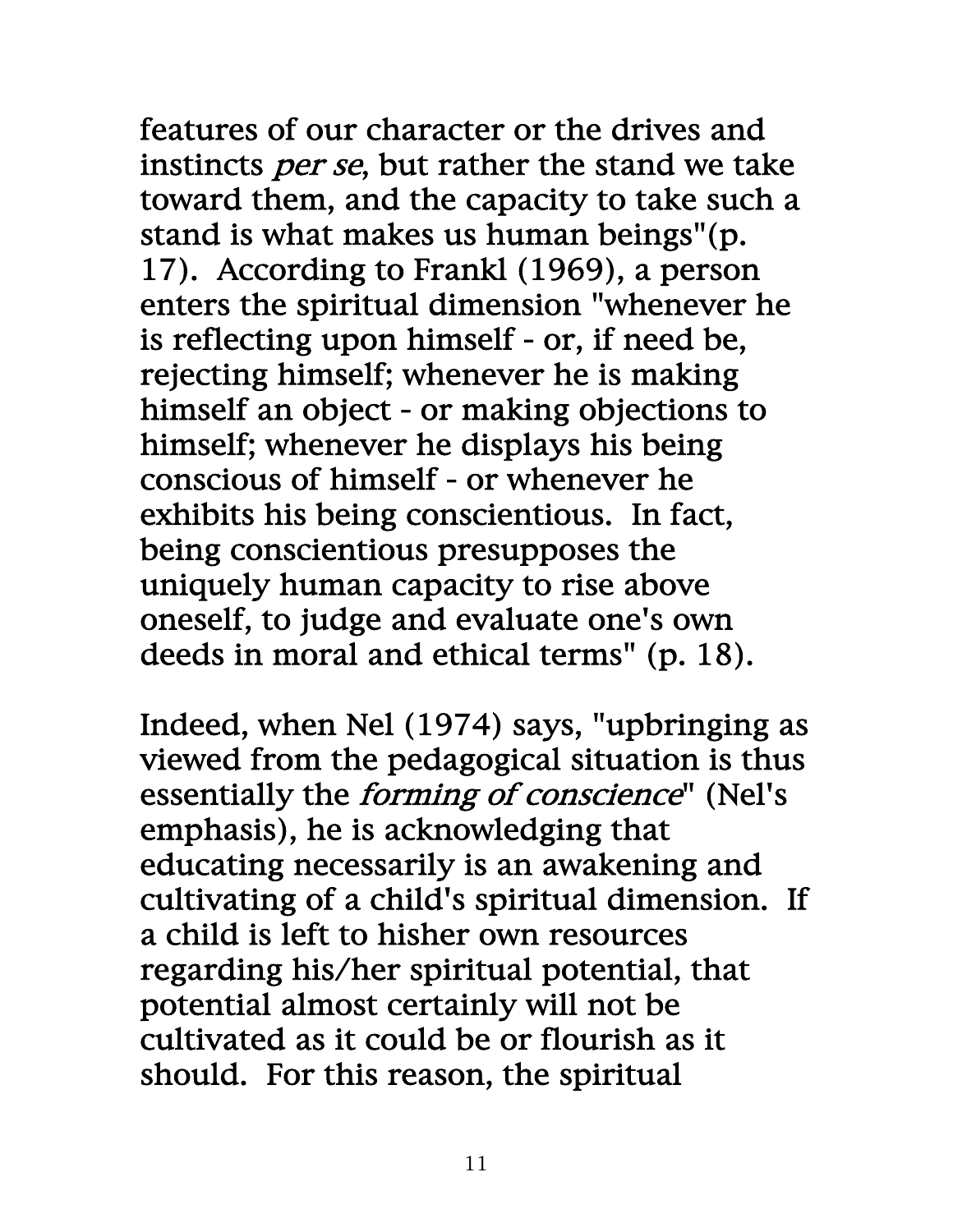features of our character or the drives and instincts *per se*, but rather the stand we take toward them, and the capacity to take such a stand is what makes us human beings"(p. 17). According to Frankl (1969), a person enters the spiritual dimension "whenever he is reflecting upon himself - or, if need be, rejecting himself; whenever he is making himself an object - or making objections to himself; whenever he displays his being conscious of himself - or whenever he exhibits his being conscientious. In fact, being conscientious presupposes the uniquely human capacity to rise above oneself, to judge and evaluate one's own deeds in moral and ethical terms" (p. 18).

Indeed, when Nel (1974) says, "upbringing as viewed from the pedagogical situation is thus essentially the *forming of conscience*" (Nel's emphasis), he is acknowledging that educating necessarily is an awakening and cultivating of a child's spiritual dimension. If a child is left to hisher own resources regarding his/her spiritual potential, that potential almost certainly will not be cultivated as it could be or flourish as it should. For this reason, the spiritual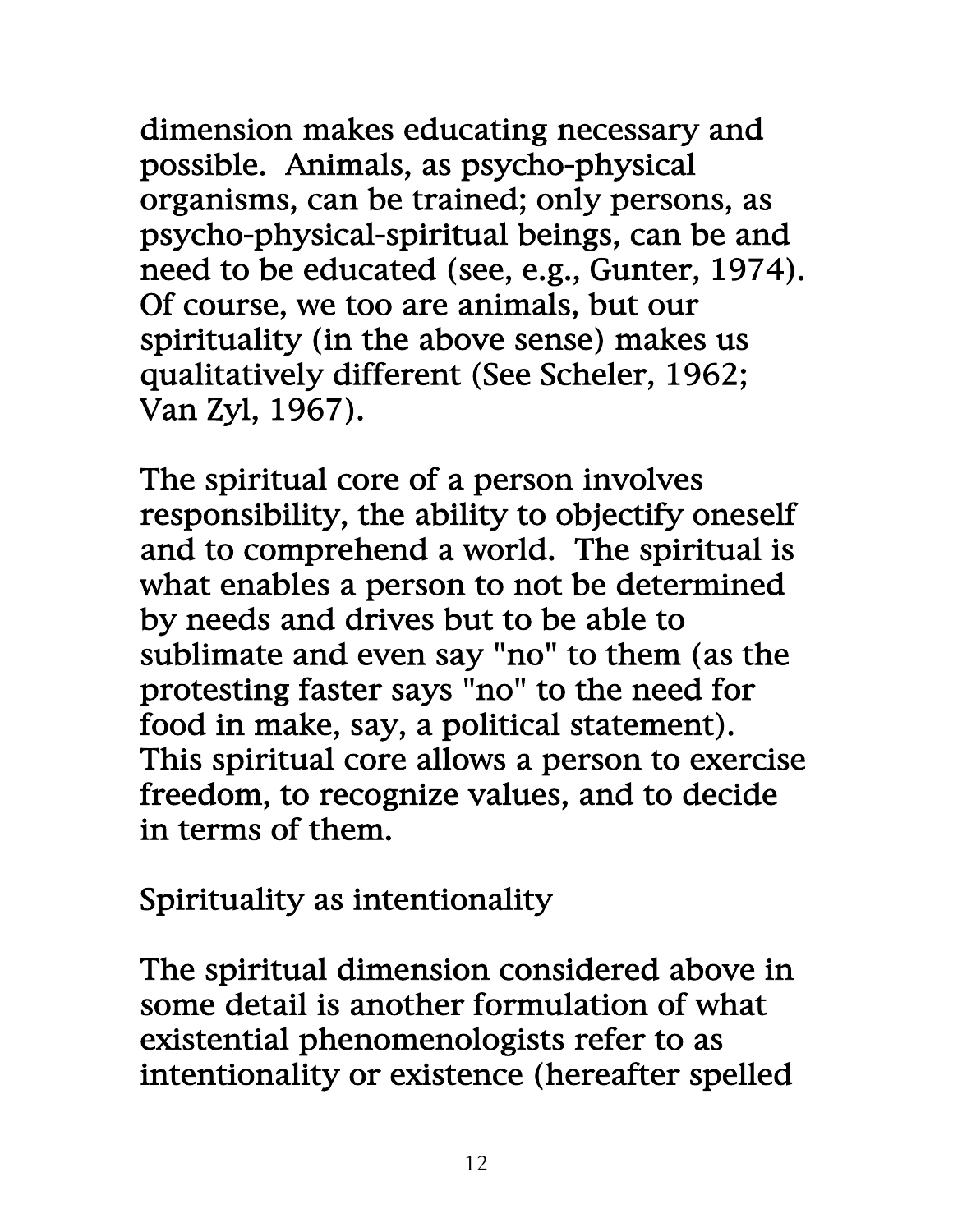dimension makes educating necessary and possible. Animals, as psycho-physical organisms, can be trained; only persons, as psycho-physical-spiritual beings, can be and need to be educated (see, e.g., Gunter, 1974). Of course, we too are animals, but our spirituality (in the above sense) makes us qualitatively different (See Scheler, 1962; Van Zyl, 1967).

The spiritual core of a person involves responsibility, the ability to objectify oneself and to comprehend a world. The spiritual is what enables a person to not be determined by needs and drives but to be able to sublimate and even say "no" to them (as the protesting faster says "no" to the need for food in make, say, a political statement). This spiritual core allows a person to exercise freedom, to recognize values, and to decide in terms of them.

## Spirituality as intentionality

The spiritual dimension considered above in some detail is another formulation of what existential phenomenologists refer to as intentionality or existence (hereafter spelled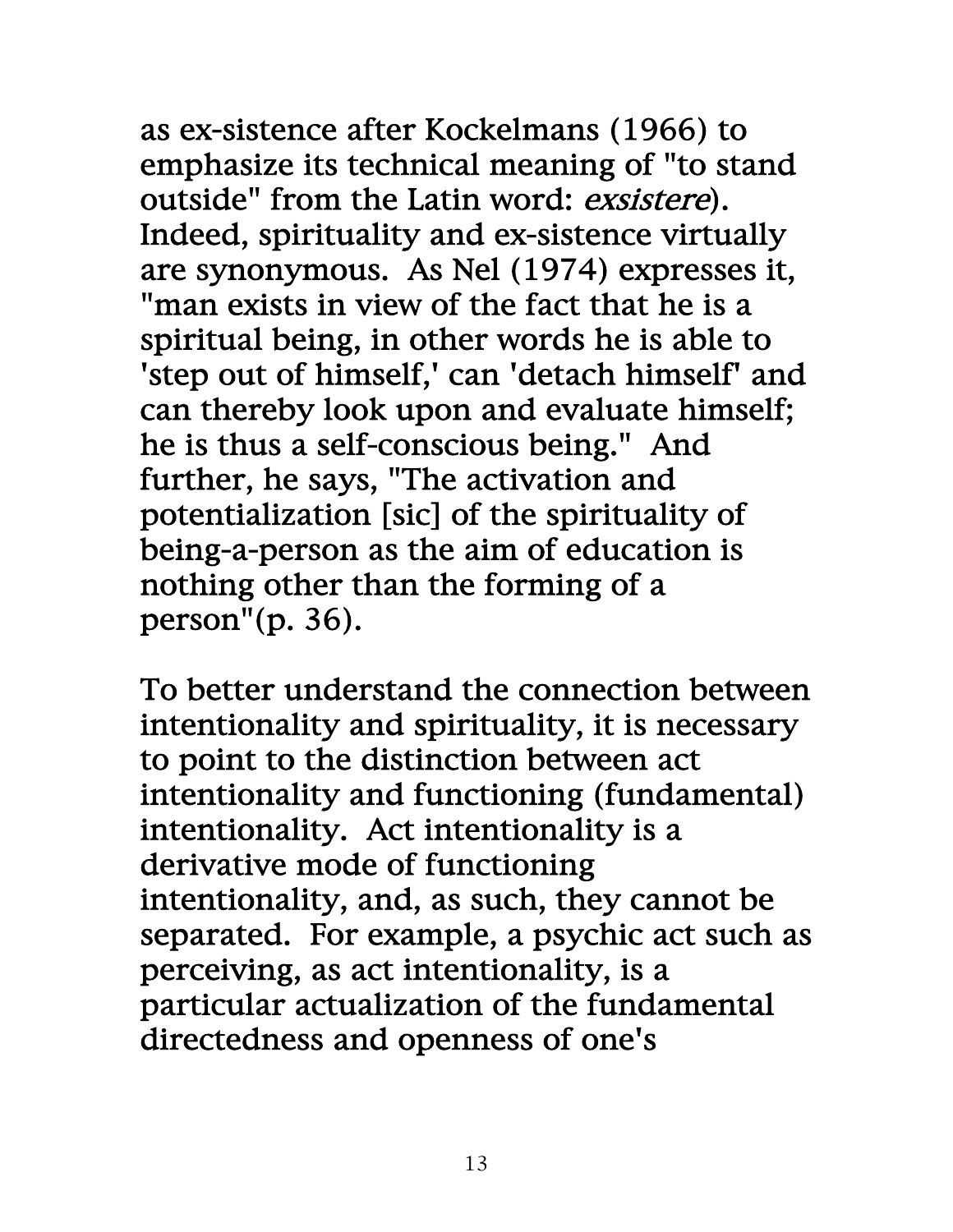as ex-sistence after Kockelmans (1966) to emphasize its technical meaning of "to stand outside" from the Latin word: *exsistere*). Indeed, spirituality and ex-sistence virtually are synonymous. As Nel (1974) expresses it, "man exists in view of the fact that he is a spiritual being, in other words he is able to 'step out of himself,' can 'detach himself' and can thereby look upon and evaluate himself; he is thus a self-conscious being." And further, he says, "The activation and potentialization [sic] of the spirituality of being-a-person as the aim of education is nothing other than the forming of a person"(p. 36).

To better understand the connection between intentionality and spirituality, it is necessary to point to the distinction between act intentionality and functioning (fundamental) intentionality. Act intentionality is a derivative mode of functioning intentionality, and, as such, they cannot be separated. For example, a psychic act such as perceiving, as act intentionality, is a particular actualization of the fundamental directedness and openness of one's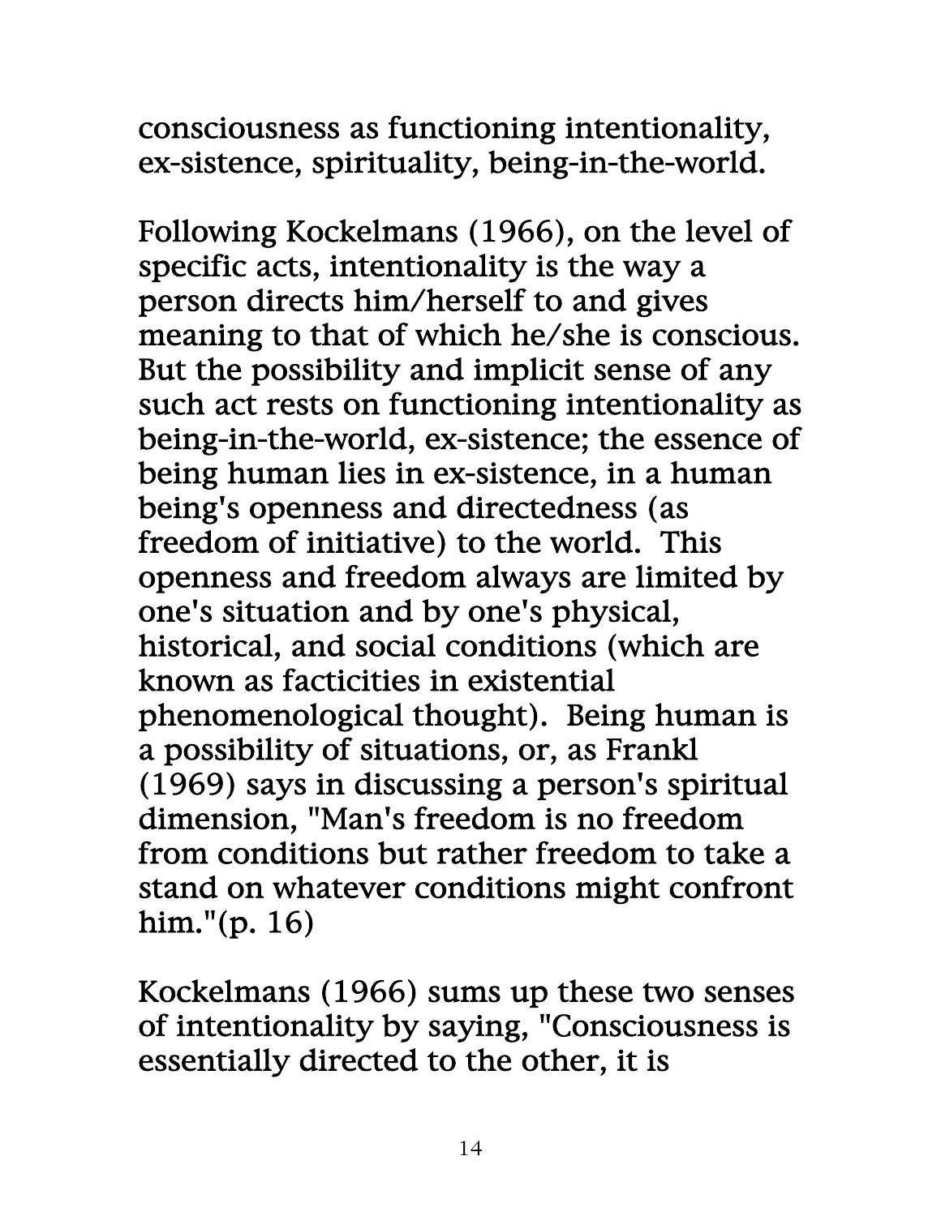consciousness as functioning intentionality, ex-sistence, spirituality, being-in-the-world.

Following Kockelmans (1966), on the level of specific acts, intentionality is the way a person directs him/herself to and gives meaning to that of which he/she is conscious. But the possibility and implicit sense of any such act rests on functioning intentionality as being-in-the-world, ex-sistence; the essence of being human lies in ex-sistence, in a human being's openness and directedness (as freedom of initiative) to the world. This openness and freedom always are limited by one's situation and by one's physical, historical, and social conditions (which are known as facticities in existential phenomenological thought). Being human is a possibility of situations, or, as Frankl (1969) says in discussing a person's spiritual dimension, "Man's freedom is no freedom from conditions but rather freedom to take a stand on whatever conditions might confront him."(p. 16)

Kockelmans (1966) sums up these two senses of intentionality by saying, "Consciousness is essentially directed to the other, it is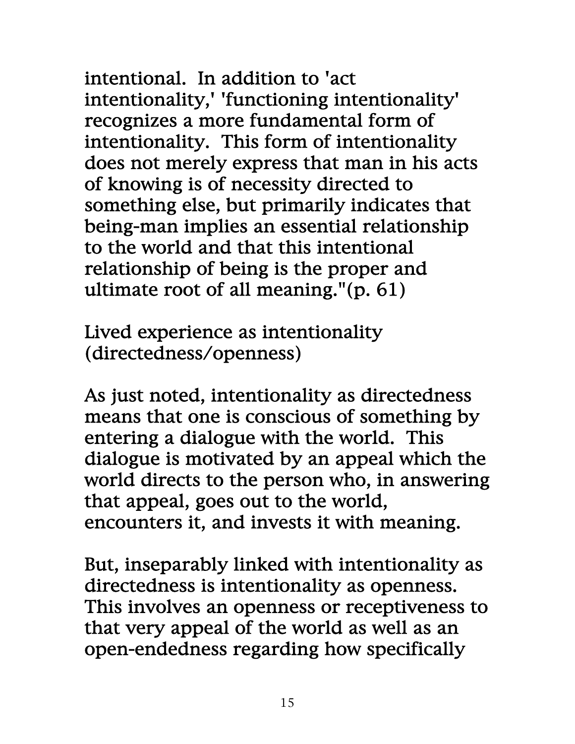intentional. In addition to 'act intentionality,' 'functioning intentionality' recognizes a more fundamental form of intentionality. This form of intentionality does not merely express that man in his acts of knowing is of necessity directed to something else, but primarily indicates that being-man implies an essential relationship to the world and that this intentional relationship of being is the proper and ultimate root of all meaning."(p. 61)

## Lived experience as intentionality (directedness/openness)

As just noted, intentionality as directedness means that one is conscious of something by entering a dialogue with the world. This dialogue is motivated by an appeal which the world directs to the person who, in answering that appeal, goes out to the world, encounters it, and invests it with meaning.

But, inseparably linked with intentionality as directedness is intentionality as openness. This involves an openness or receptiveness to that very appeal of the world as well as an open-endedness regarding how specifically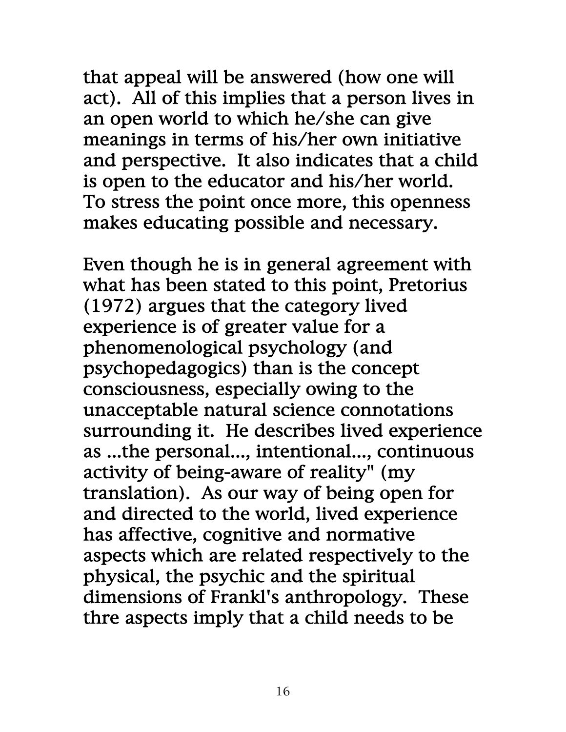that appeal will be answered (how one will act). All of this implies that a person lives in an open world to which he/she can give meanings in terms of his/her own initiative and perspective. It also indicates that a child is open to the educator and his/her world. To stress the point once more, this openness makes educating possible and necessary.

Even though he is in general agreement with what has been stated to this point, Pretorius (1972) argues that the category lived experience is of greater value for a phenomenological psychology (and psychopedagogics) than is the concept consciousness, especially owing to the unacceptable natural science connotations surrounding it. He describes lived experience as ...the personal..., intentional..., continuous activity of being-aware of reality" (my translation). As our way of being open for and directed to the world, lived experience has affective, cognitive and normative aspects which are related respectively to the physical, the psychic and the spiritual dimensions of Frankl's anthropology. These thre aspects imply that a child needs to be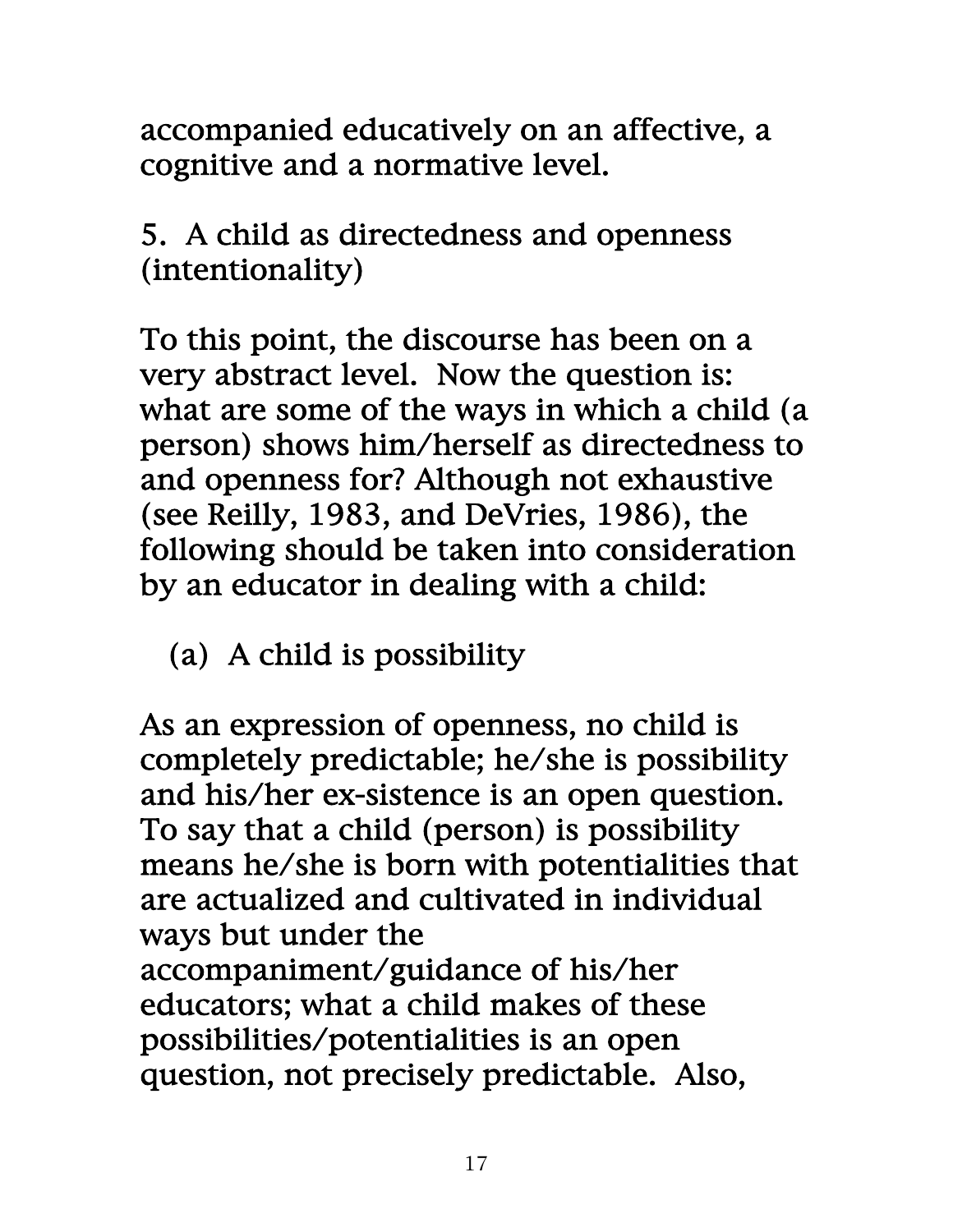accompanied educatively on an affective, a cognitive and a normative level.

## 5. A child as directedness and openness (intentionality)

To this point, the discourse has been on a very abstract level. Now the question is: what are some of the ways in which a child (a person) shows him/herself as directedness to and openness for? Although not exhaustive (see Reilly, 1983, and DeVries, 1986), the following should be taken into consideration by an educator in dealing with a child:

### (a) A child is possibility

As an expression of openness, no child is completely predictable; he/she is possibility and his/her ex-sistence is an open question. To say that a child (person) is possibility means he/she is born with potentialities that are actualized and cultivated in individual ways but under the accompaniment/guidance of his/her educators; what a child makes of these possibilities/potentialities is an open question, not precisely predictable. Also,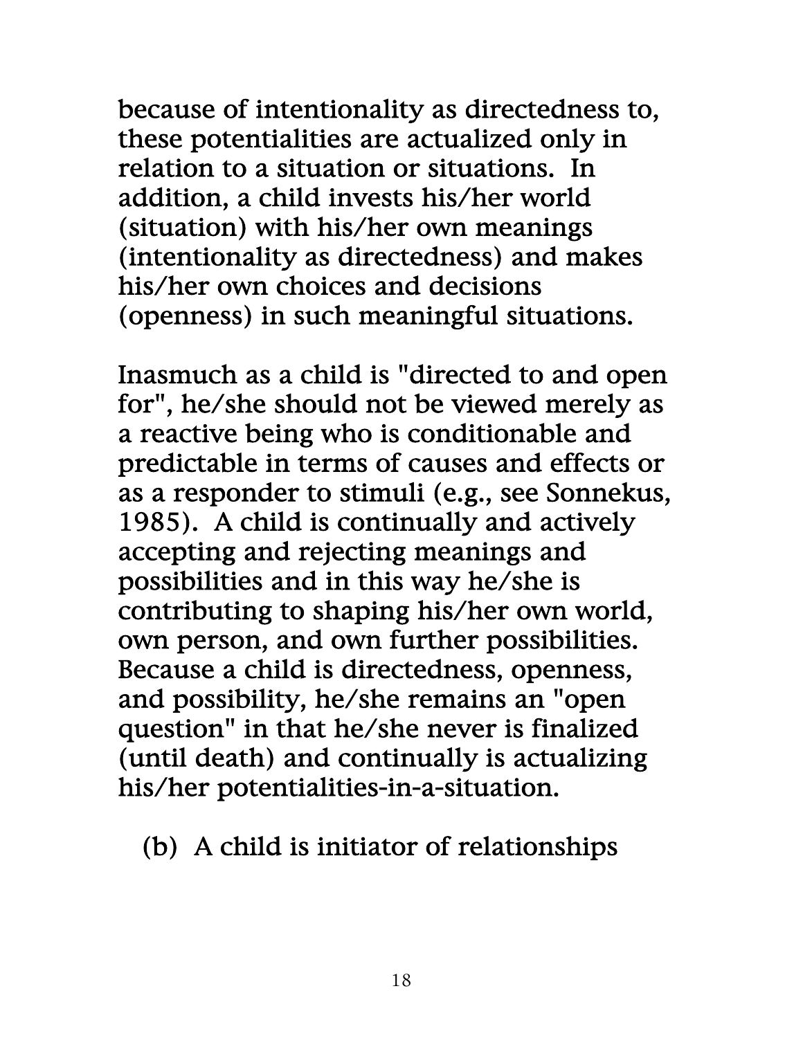because of intentionality as directedness to, these potentialities are actualized only in relation to a situation or situations. In addition, a child invests his/her world (situation) with his/her own meanings (intentionality as directedness) and makes his/her own choices and decisions (openness) in such meaningful situations.

Inasmuch as a child is "directed to and open for", he/she should not be viewed merely as a reactive being who is conditionable and predictable in terms of causes and effects or as a responder to stimuli (e.g., see Sonnekus, 1985). A child is continually and actively accepting and rejecting meanings and possibilities and in this way he/she is contributing to shaping his/her own world, own person, and own further possibilities. Because a child is directedness, openness, and possibility, he/she remains an "open question" in that he/she never is finalized (until death) and continually is actualizing his/her potentialities-in-a-situation.

(b) A child is initiator of relationships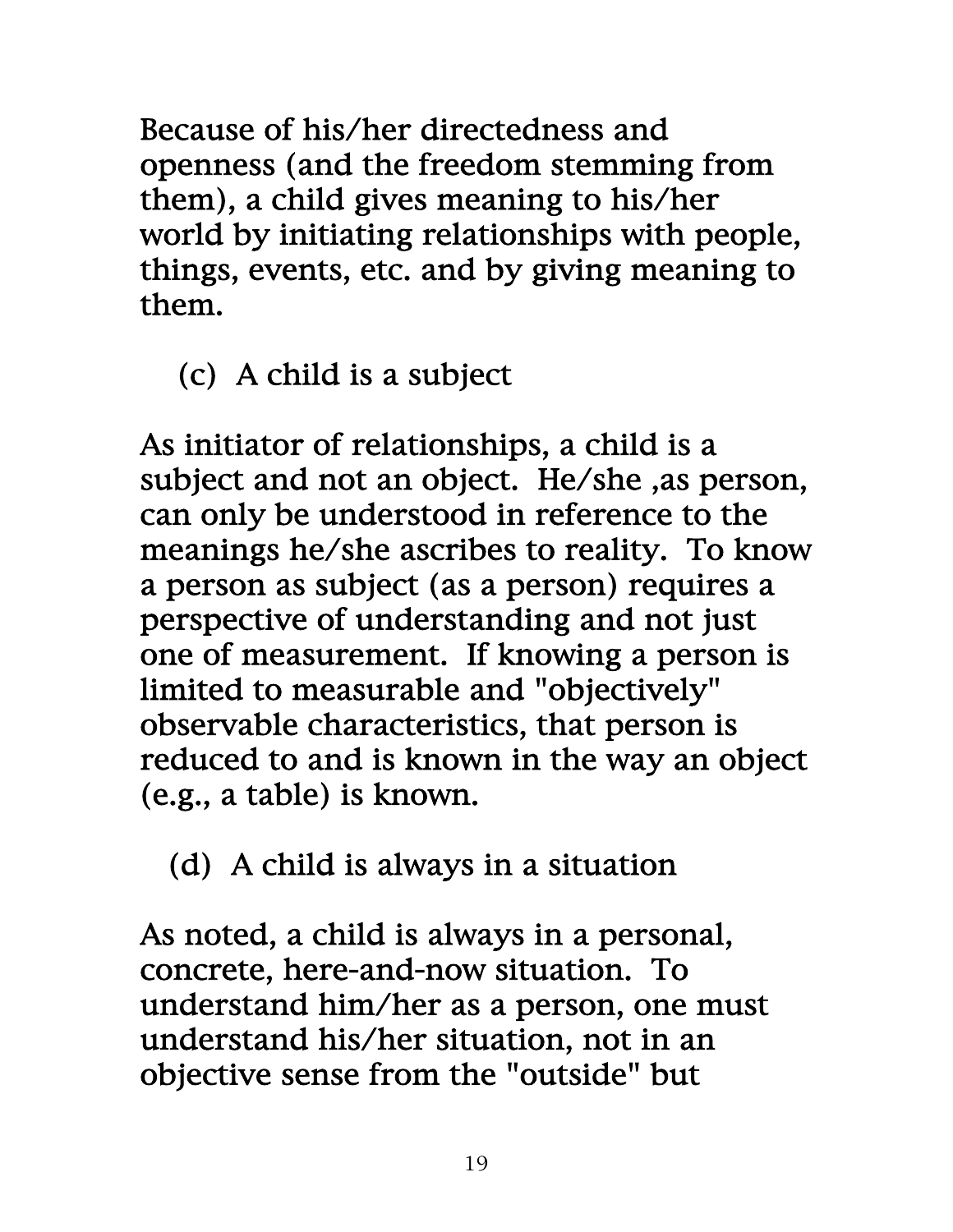Because of his/her directedness and openness (and the freedom stemming from them), a child gives meaning to his/her world by initiating relationships with people, things, events, etc. and by giving meaning to them.

(c) A child is a subject

As initiator of relationships, a child is a subject and not an object. He/she ,as person, can only be understood in reference to the meanings he/she ascribes to reality. To know a person as subject (as a person) requires a perspective of understanding and not just one of measurement. If knowing a person is limited to measurable and "objectively" observable characteristics, that person is reduced to and is known in the way an object (e.g., a table) is known.

(d) A child is always in a situation

As noted, a child is always in a personal, concrete, here-and-now situation. To understand him/her as a person, one must understand his/her situation, not in an objective sense from the "outside" but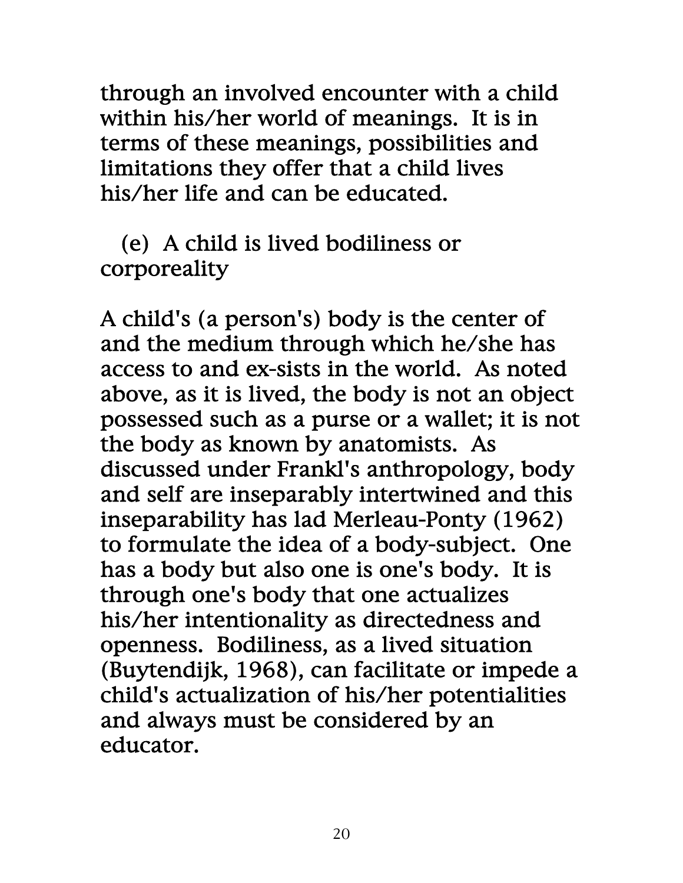through an involved encounter with a child within his/her world of meanings. It is in terms of these meanings, possibilities and limitations they offer that a child lives his/her life and can be educated.

(e) A child is lived bodiliness or corporeality

A child's (a person's) body is the center of and the medium through which he/she has access to and ex-sists in the world. As noted above, as it is lived, the body is not an object possessed such as a purse or a wallet; it is not the body as known by anatomists. As discussed under Frankl's anthropology, body and self are inseparably intertwined and this inseparability has lad Merleau-Ponty (1962) to formulate the idea of a body-subject. One has a body but also one is one's body. It is through one's body that one actualizes his/her intentionality as directedness and openness. Bodiliness, as a lived situation (Buytendijk, 1968), can facilitate or impede a child's actualization of his/her potentialities and always must be considered by an educator.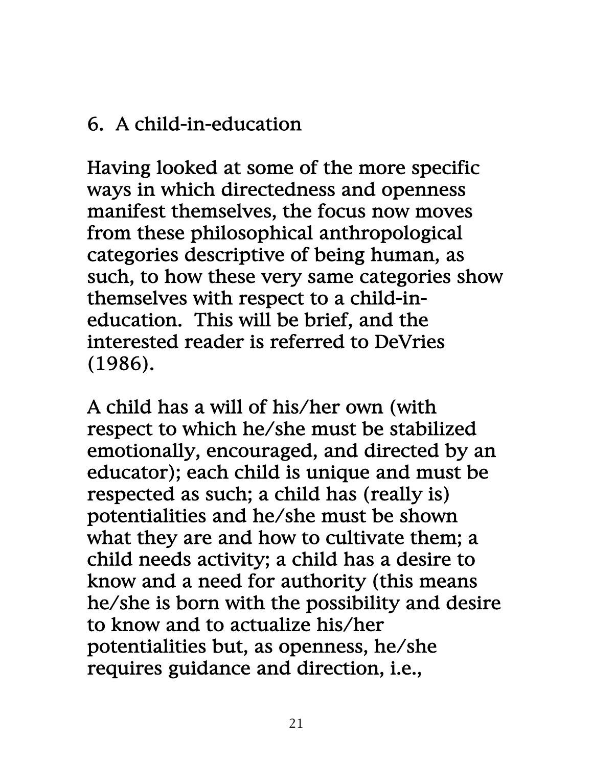## 6. A child-in-education

Having looked at some of the more specific ways in which directedness and openness manifest themselves, the focus now moves from these philosophical anthropological categories descriptive of being human, as such, to how these very same categories show themselves with respect to a child-in-education. This will be brief, and the interested reader is referred to DeVries (1986).

A child has a will of his/her own (with respect to which he/she must be stabilized emotionally, encouraged, and directed by an educator); each child is unique and must be respected as such; a child has (really is) potentialities and he/she must be shown what they are and how to cultivate them; a child needs activity; a child has a desire to know and a need for authority (this means he/she is born with the possibility and desire to know and to actualize his/her potentialities but, as openness, he/she requires guidance and direction, i.e.,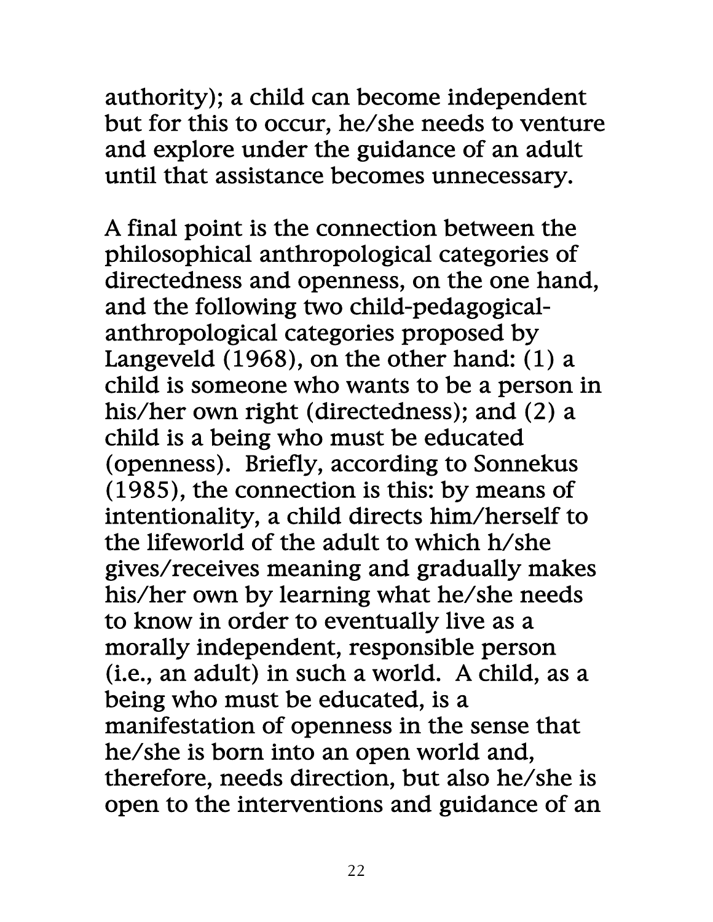authority); a child can become independent but for this to occur, he/she needs to venture and explore under the guidance of an adult until that assistance becomes unnecessary.

A final point is the connection between the philosophical anthropological categories of directedness and openness, on the one hand, and the following two child-pedagogical-anthropological categories proposed by Langeveld (1968), on the other hand: (1) a child is someone who wants to be a person in his/her own right (directedness); and (2) a child is a being who must be educated (openness). Briefly, according to Sonnekus (1985), the connection is this: by means of intentionality, a child directs him/herself to the lifeworld of the adult to which h/she gives/receives meaning and gradually makes his/her own by learning what he/she needs to know in order to eventually live as a morally independent, responsible person (i.e., an adult) in such a world. A child, as a being who must be educated, is a manifestation of openness in the sense that he/she is born into an open world and, therefore, needs direction, but also he/she is open to the interventions and guidance of an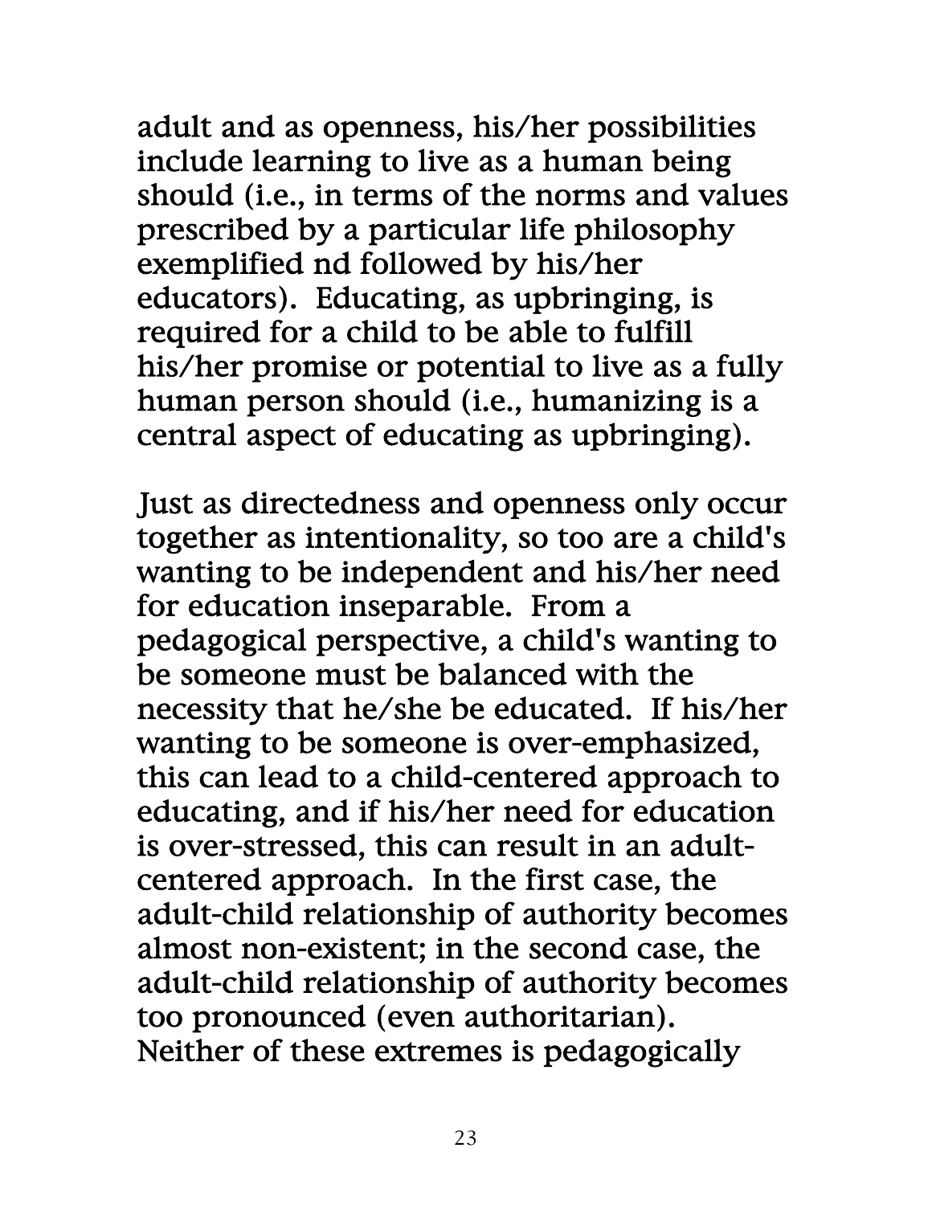adult and as openness, his/her possibilities include learning to live as a human being should (i.e., in terms of the norms and values prescribed by a particular life philosophy exemplified nd followed by his/her educators). Educating, as upbringing, is required for a child to be able to fulfill his/her promise or potential to live as a fully human person should (i.e., humanizing is a central aspect of educating as upbringing).

Just as directedness and openness only occur together as intentionality, so too are a child's wanting to be independent and his/her need for education inseparable. From a pedagogical perspective, a child's wanting to be someone must be balanced with the necessity that he/she be educated. If his/her wanting to be someone is over-emphasized, this can lead to a child-centered approach to educating, and if his/her need for education is over-stressed, this can result in an adult-centered approach. In the first case, the adult-child relationship of authority becomes almost non-existent; in the second case, the adult-child relationship of authority becomes too pronounced (even authoritarian). Neither of these extremes is pedagogically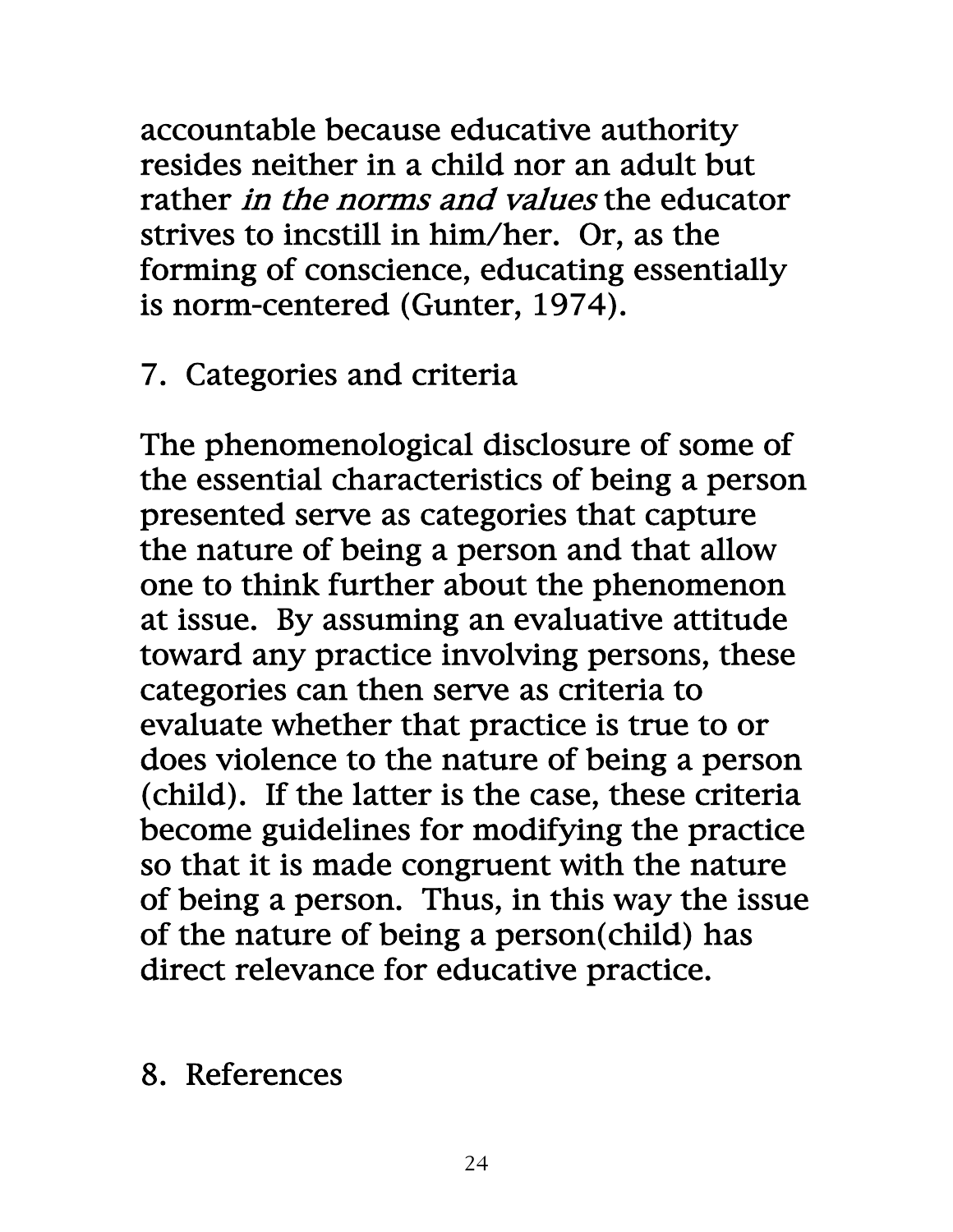accountable because educative authority resides neither in a child nor an adult but rather *in the norms and values* the educator strives to incstill in him/her. Or, as the forming of conscience, educating essentially is norm-centered (Gunter, 1974).

## 7. Categories and criteria

The phenomenological disclosure of some of the essential characteristics of being a person presented serve as categories that capture the nature of being a person and that allow one to think further about the phenomenon at issue. By assuming an evaluative attitude toward any practice involving persons, these categories can then serve as criteria to evaluate whether that practice is true to or does violence to the nature of being a person (child). If the latter is the case, these criteria become guidelines for modifying the practice so that it is made congruent with the nature of being a person. Thus, in this way the issue of the nature of being a person(child) has direct relevance for educative practice.

## 8. References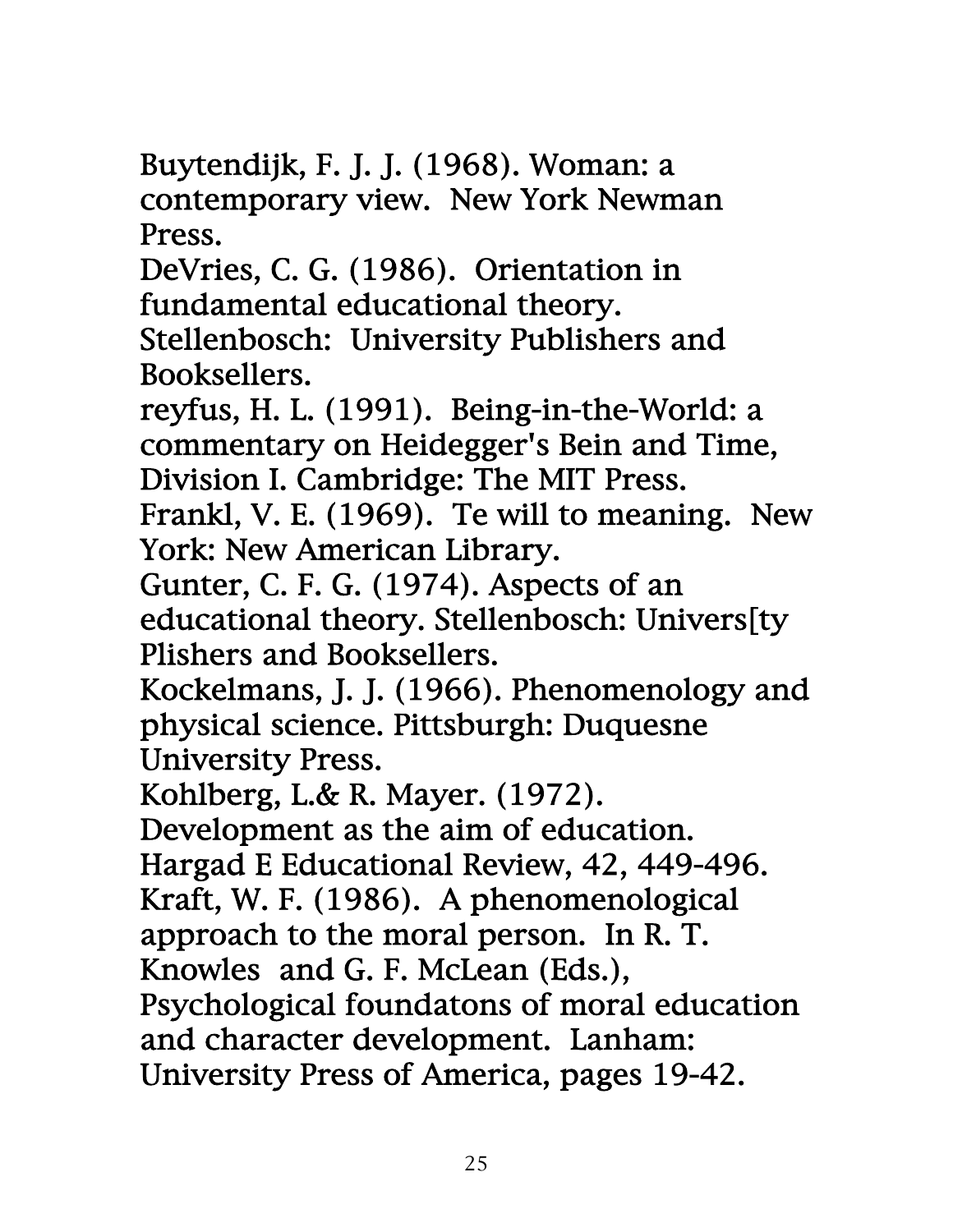Buytendijk, F. J. J. (1968). Woman: a contemporary view. New York Newman Press.

DeVries, C. G. (1986). Orientation in fundamental educational theory. Stellenbosch: University Publishers and Booksellers.

reyfus, H. L. (1991). Being-in-the-World: a commentary on Heidegger's Bein and Time, Division I. Cambridge: The MIT Press.

Frankl, V. E. (1969). Te will to meaning. New York: New American Library.

Gunter, C. F. G. (1974). Aspects of an educational theory. Stellenbosch: Univers[ty Plishers and Booksellers.

Kockelmans, J. J. (1966). Phenomenology and physical science. Pittsburgh: Duquesne University Press.

Kohlberg, L.& R. Mayer. (1972). Development as the aim of education. Hargad E Educational Review, 42, 449-496.

Kraft, W. F. (1986). A phenomenological approach to the moral person. In R. T. Knowles and G. F. McLean (Eds.), Psychological foundatons of moral education and character development. Lanham: University Press of America, pages 19-42.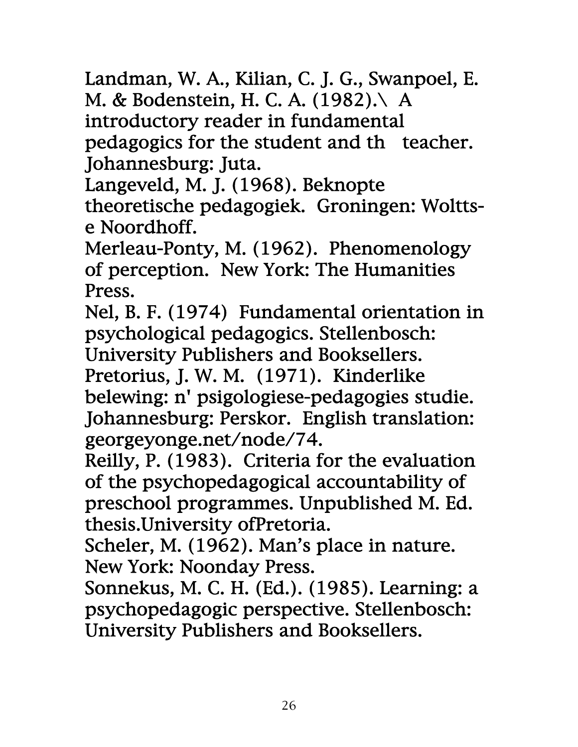Landman, W. A., Kilian, C. J. G., Swanpoel, E. M. & Bodenstein, H. C. A. (1982).\ A introductory reader in fundamental pedagogics for the student and th teacher. Johannesburg: Juta.

Langeveld, M. J. (1968). Beknopte theoretische pedagogiek. Groningen: Wolttse Noordhoff.

Merleau-Ponty, M. (1962). Phenomenology of perception. New York: The Humanities Press.

Nel, B. F. (1974) Fundamental orientation in psychological pedagogics. Stellenbosch: University Publishers and Booksellers.

Pretorius, J. W. M. (1971). Kinderlike belewing: n' psigologiese-pedagogies studie. Johannesburg: Perskor. English translation: georgeyonge.net/node/74.

Reilly, P. (1983). Criteria for the evaluation of the psychopedagogical accountability of preschool programmes. Unpublished M. Ed. thesis.University ofPretoria.

Scheler, M. (1962). Man's place in nature. New York: Noonday Press.

Sonnekus, M. C. H. (Ed.). (1985). Learning: a psychopedagogic perspective. Stellenbosch: University Publishers and Booksellers.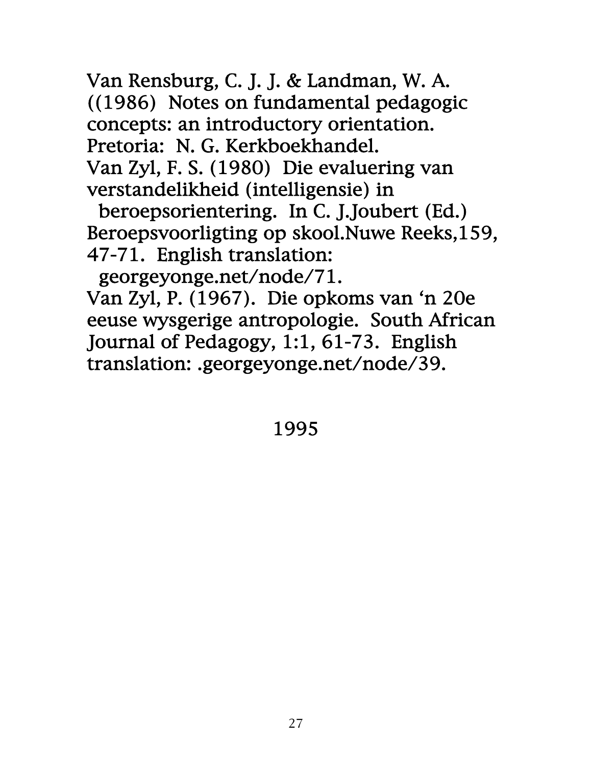Van Rensburg, C. J. J. & Landman, W. A. ((1986) Notes on fundamental pedagogic concepts: an introductory orientation. Pretoria: N. G. Kerkboekhandel.

Van Zyl, F. S. (1980) Die evaluering van verstandelikheid (intelligensie) in beroepsorientering. In C. J.Joubert (Ed.) Beroepsvoorligting op skool.Nuwe Reeks,159, 47-71. English translation: georgeyonge.net/node/71.

Van Zyl, P. (1967). Die opkoms van 'n 20e eeuse wysgerige antropologie. South African Journal of Pedagogy, 1:1, 61-73. English translation: .georgeyonge.net/node/39.

1995